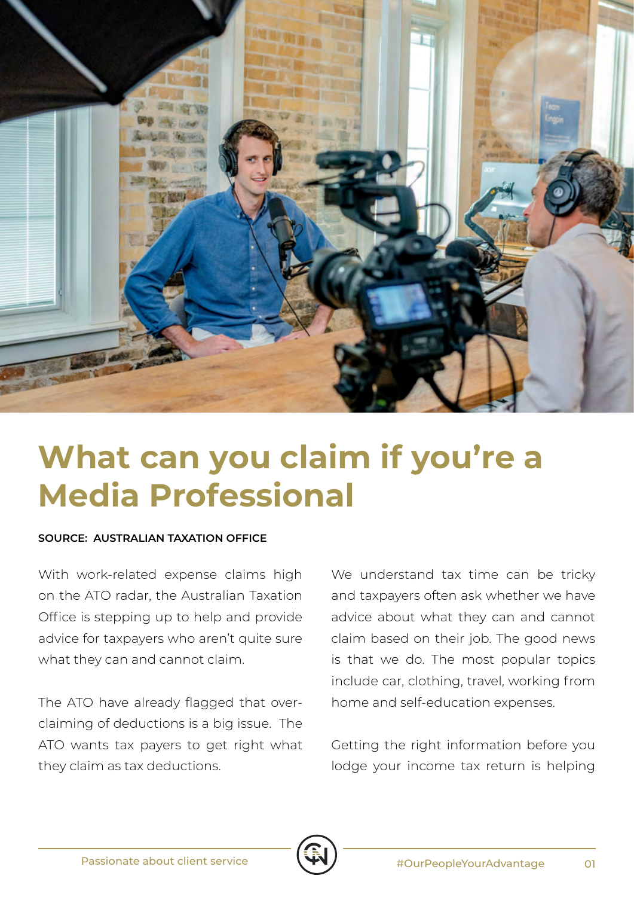# What can you claim if you're a Media Professional

**SOURCE: AUSTRALIAN TAXATION OFFICE**

With work-related expense claims high on the ATO radar, the Australian Taxation Office is stepping up to help and provide advice for taxpayers who aren't quite sure what they can and cannot claim.

The ATO have already flagged that over-claiming of deductions is a big issue. The ATO wants tax payers to get right what they claim as tax deductions.

We understand tax time can be tricky and taxpayers often ask whether we have advice about what they can and cannot claim based on their job. The good news is that we do. The most popular topics include car, clothing, travel, working from home and self-education expenses.

Getting the right information before you lodge your income tax return is helping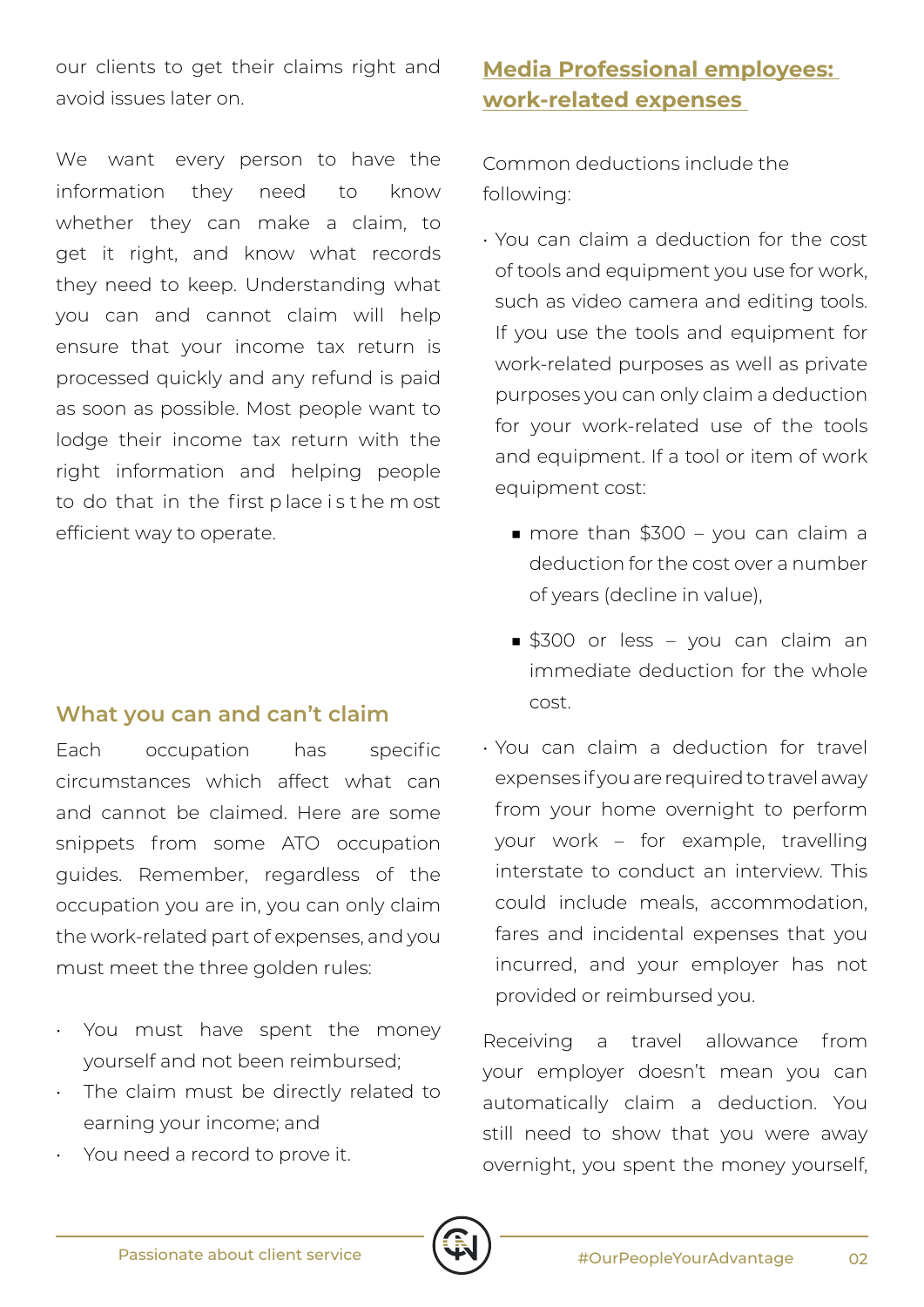our clients to get their claims right and avoid issues later on.

We want every person to have the information they need to know whether they can make a claim, to get it right, and know what records they need to keep. Understanding what you can and cannot claim will help ensure that your income tax return is processed quickly and any refund is paid as soon as possible. Most people want to lodge their income tax return with the right information and helping people to do that in the first place is the most efficient way to operate.

## What you can and can't claim

Each occupation has specific circumstances which affect what can and cannot be claimed. Here are some snippets from some ATO occupation guides. Remember, regardless of the occupation you are in, you can only claim the work-related part of expenses, and you must meet the three golden rules:

- You must have spent the money yourself and not been reimbursed;
- The claim must be directly related to earning your income; and
- You need a record to prove it.

## Media Professional employees: work-related expenses

Common deductions include the following:

- You can claim a deduction for the cost of tools and equipment you use for work, such as video camera and editing tools. If you use the tools and equipment for work-related purposes as well as private purposes you can only claim a deduction for your work-related use of the tools and equipment. If a tool or item of work equipment cost:
  - more than $300 – you can claim a deduction for the cost over a number of years (decline in value),
  - $300 or less – you can claim an immediate deduction for the whole cost.
- You can claim a deduction for travel expenses if you are required to travel away from your home overnight to perform your work – for example, travelling interstate to conduct an interview. This could include meals, accommodation, fares and incidental expenses that you incurred, and your employer has not provided or reimbursed you.

Receiving a travel allowance from your employer doesn't mean you can automatically claim a deduction. You still need to show that you were away overnight, you spent the money yourself,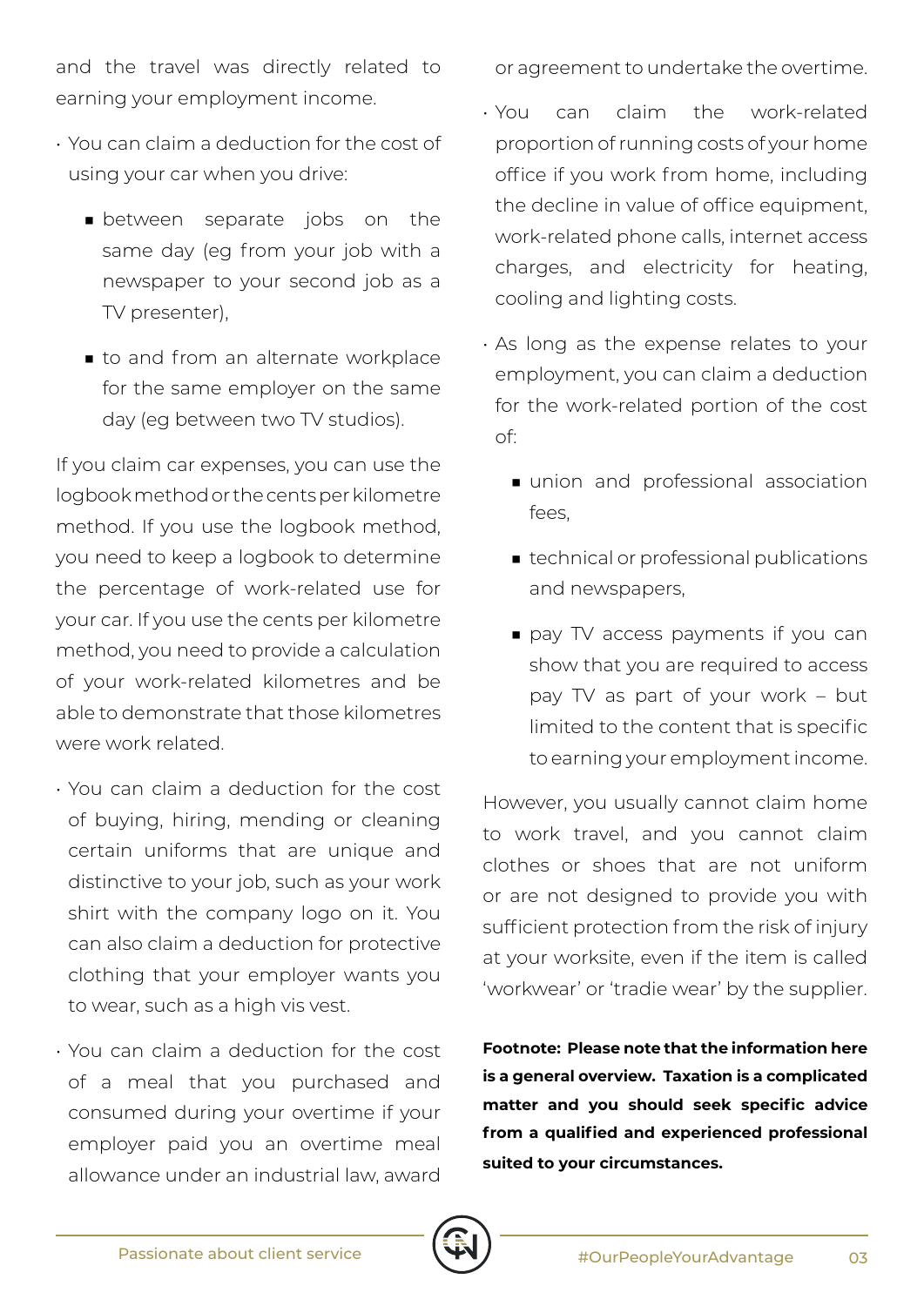and the travel was directly related to earning your employment income.

- You can claim a deduction for the cost of using your car when you drive:
  - between separate jobs on the same day (eg from your job with a newspaper to your second job as a TV presenter),
  - to and from an alternate workplace for the same employer on the same day (eg between two TV studios).

If you claim car expenses, you can use the logbook method or the cents per kilometre method. If you use the logbook method, you need to keep a logbook to determine the percentage of work-related use for your car. If you use the cents per kilometre method, you need to provide a calculation of your work-related kilometres and be able to demonstrate that those kilometres were work related.

- You can claim a deduction for the cost of buying, hiring, mending or cleaning certain uniforms that are unique and distinctive to your job, such as your work shirt with the company logo on it. You can also claim a deduction for protective clothing that your employer wants you to wear, such as a high vis vest.
- You can claim a deduction for the cost of a meal that you purchased and consumed during your overtime if your employer paid you an overtime meal allowance under an industrial law, award or agreement to undertake the overtime.
- You can claim the work-related proportion of running costs of your home office if you work from home, including the decline in value of office equipment, work-related phone calls, internet access charges, and electricity for heating, cooling and lighting costs.
- As long as the expense relates to your employment, you can claim a deduction for the work-related portion of the cost of:
  - union and professional association fees,
  - technical or professional publications and newspapers,
  - pay TV access payments if you can show that you are required to access pay TV as part of your work – but limited to the content that is specific to earning your employment income.

However, you usually cannot claim home to work travel, and you cannot claim clothes or shoes that are not uniform or are not designed to provide you with sufficient protection from the risk of injury at your worksite, even if the item is called 'workwear' or 'tradie wear' by the supplier.

**Footnote: Please note that the information here is a general overview. Taxation is a complicated matter and you should seek specific advice from a qualified and experienced professional suited to your circumstances.**